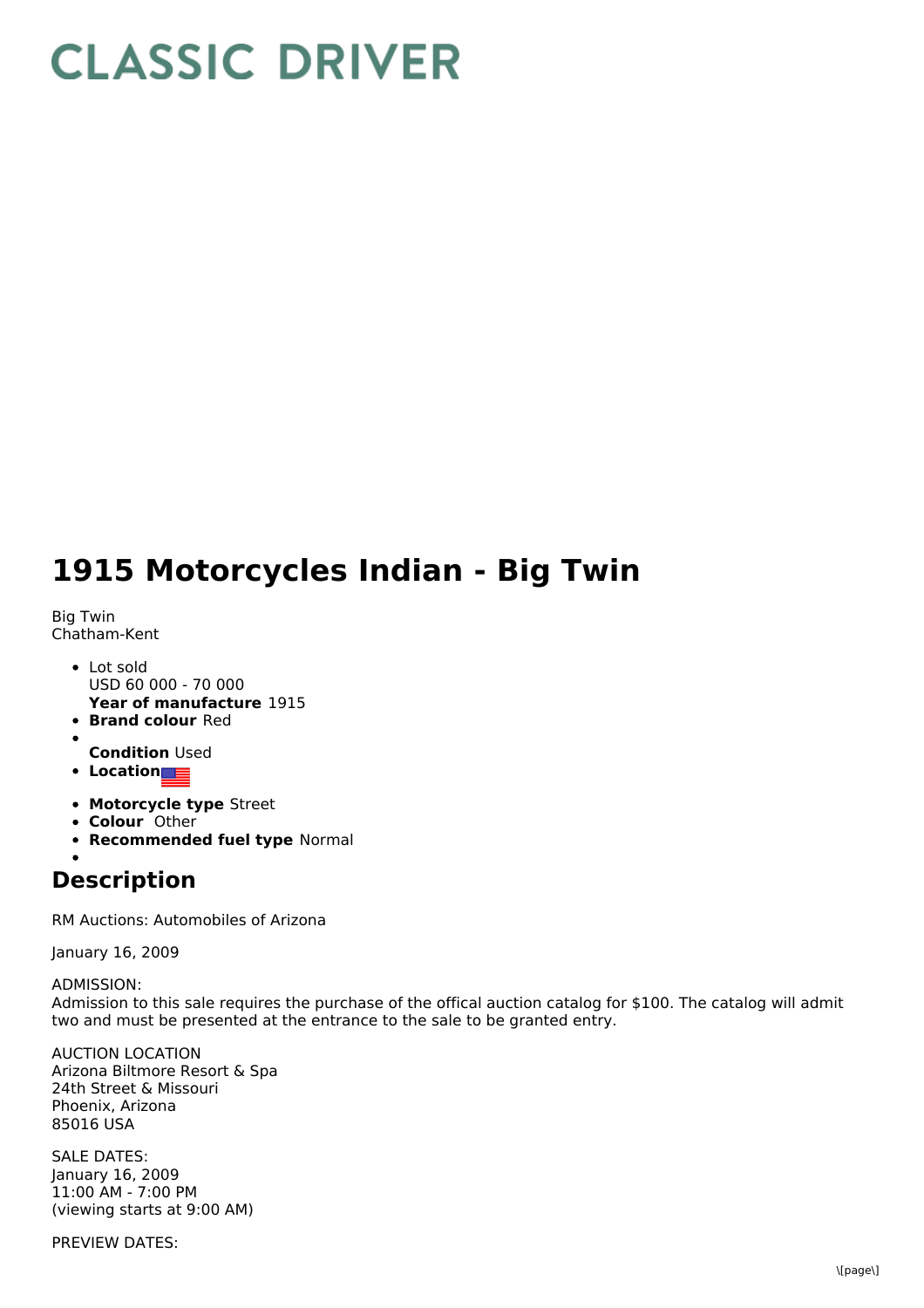# CLASSIC DRIVER

# 1915 Motorcycles Indian - Big Twin

Big Twin
Chatham-Kent

- Lot sold
  USD 60 000 - 70 000
  **Year of manufacture** 1915
- **Brand colour** Red
- 
  **Condition** Used
- **Location**
- **Motorcycle type** Street
- **Colour** Other
- **Recommended fuel type** Normal
- 

## Description

RM Auctions: Automobiles of Arizona

January 16, 2009

ADMISSION:
Admission to this sale requires the purchase of the offical auction catalog for $100. The catalog will admit two and must be presented at the entrance to the sale to be granted entry.

AUCTION LOCATION
Arizona Biltmore Resort & Spa
24th Street & Missouri
Phoenix, Arizona
85016 USA

SALE DATES:
January 16, 2009
11:00 AM - 7:00 PM
(viewing starts at 9:00 AM)

PREVIEW DATES: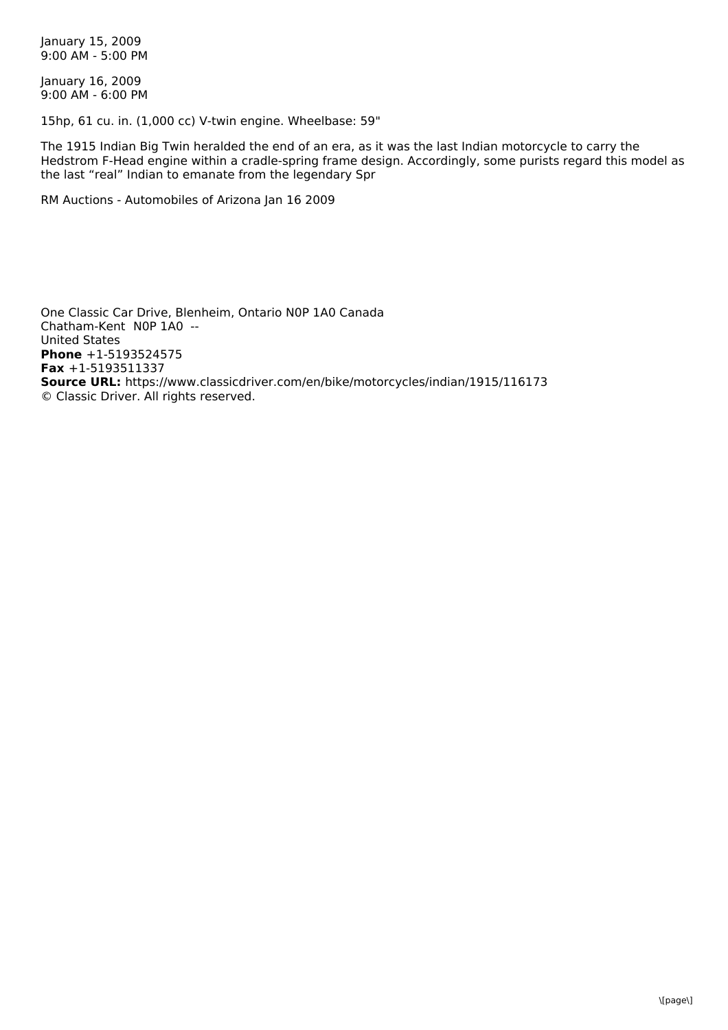January 15, 2009
9:00 AM - 5:00 PM

January 16, 2009
9:00 AM - 6:00 PM

15hp, 61 cu. in. (1,000 cc) V-twin engine. Wheelbase: 59"

The 1915 Indian Big Twin heralded the end of an era, as it was the last Indian motorcycle to carry the Hedstrom F-Head engine within a cradle-spring frame design. Accordingly, some purists regard this model as the last “real” Indian to emanate from the legendary Spr

RM Auctions - Automobiles of Arizona Jan 16 2009

One Classic Car Drive, Blenheim, Ontario N0P 1A0 Canada
Chatham-Kent  N0P 1A0  --
United States
**Phone** +1-5193524575
**Fax** +1-5193511337
**Source URL:** https://www.classicdriver.com/en/bike/motorcycles/indian/1915/116173
© Classic Driver. All rights reserved.